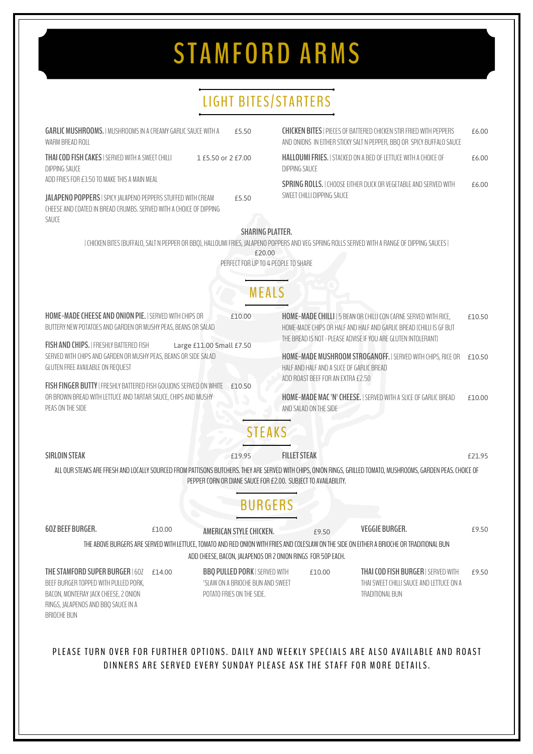# STAMFORD ARMS

## LIGHT BITES/STARTERS

**GARLIC MUSHROOMS.** | MUSHROOMS IN A CREAMY GARLIC SAUCE WITH A WARM BREAD ROLL — £5.50

**THAI COD FISH CAKES** | SERVED WITH A SWEET CHILLI DIPPING SAUCE — 1 £5.50 or 2 £7.00
ADD FRIES FOR £3.50 TO MAKE THIS A MAIN MEAL

**JALAPENO POPPERS** | SPICY JALAPENO PEPPERS STUFFED WITH CREAM CHEESE AND COATED IN BREAD CRUMBS. SERVED WITH A CHOICE OF DIPPING SAUCE — £5.50

**CHICKEN BITES** | PIECES OF BATTERED CHICKEN STIR FRIED WITH PEPPERS AND ONIONS IN EITHER STICKY SALT N PEPPER, BBQ OR SPICY BUFFALO SAUCE — £6.00

**HALLOUMI FRIES.** | STACKED ON A BED OF LETTUCE WITH A CHOICE OF DIPPING SAUCE — £6.00

**SPRING ROLLS.** | CHOOSE EITHER DUCK OR VEGETABLE AND SERVED WITH SWEET CHILLI DIPPING SAUCE — £6.00

**SHARING PLATTER.**
| CHICKEN BITES (BUFFALO, SALT N PEPPER OR BBQ), HALLOUMI FRIES, JALAPENO POPPERS AND VEG SPRING ROLLS SERVED WITH A RANGE OF DIPPING SAUCES |
£20.00
PERFECT FOR UP TO 4 PEOPLE TO SHARE

## MEALS

**HOME-MADE CHEESE AND ONION PIE.** | SERVED WITH CHIPS OR BUTTERY NEW POTATOES AND GARDEN OR MUSHY PEAS, BEANS OR SALAD — £10.00

**FISH AND CHIPS.** | FRESHLY BATTERED FISH SERVED WITH CHIPS AND GARDEN OR MUSHY PEAS, BEANS OR SIDE SALAD — Large £11.00 Small £7.50
GLUTEN FREE AVAILABLE ON REQUEST

**FISH FINGER BUTTY** | FRESHLY BATTERED FISH GOUJONS SERVED ON WHITE OR BROWN BREAD WITH LETTUCE AND TARTAR SAUCE, CHIPS AND MUSHY PEAS ON THE SIDE — £10.50

**HOME-MADE CHILLI** | 5 BEAN OR CHILLI CON CARNE SERVED WITH RICE, HOME-MADE CHIPS OR HALF AND HALF AND GARLIC BREAD (CHILLI IS GF BUT THE BREAD IS NOT - PLEASE ADVISE IF YOU ARE GLUTEN INTOLERANT) — £10.50

**HOME-MADE MUSHROOM STROGANOFF.** | SERVED WITH CHIPS, RICE OR HALF AND HALF AND A SLICE OF GARLIC BREAD — £10.50
ADD ROAST BEEF FOR AN EXTRA £2.50

**HOME-MADE MAC 'N' CHEESE.** | SERVED WITH A SLICE OF GARLIC BREAD AND SALAD ON THE SIDE — £10.00

## STEAKS

**SIRLOIN STEAK** — £19.95

**FILLET STEAK** — £21.95

ALL OUR STEAKS ARE FRESH AND LOCALLY SOURCED FROM PATTISONS BUTCHERS. THEY ARE SERVED WITH CHIPS, ONION RINGS, GRILLED TOMATO, MUSHROOMS, GARDEN PEAS. CHOICE OF PEPPER CORN OR DIANE SAUCE FOR £2.00. SUBJECT TO AVAILABILITY.

## BURGERS

**6OZ BEEF BURGER.** — £10.00

**AMERICAN STYLE CHICKEN.** — £9.50

**VEGGIE BURGER.** — £9.50

THE ABOVE BURGERS ARE SERVED WITH LETTUCE, TOMATO AND RED ONION WITH FRIES AND COLESLAW ON THE SIDE ON EITHER A BRIOCHE OR TRADITIONAL BUN
ADD CHEESE, BACON, JALAPENOS OR 2 ONION RINGS FOR 50P EACH.

**THE STAMFORD SUPER BURGER** | 6OZ BEEF BURGER TOPPED WITH PULLED PORK, BACON, MONTERAY JACK CHEESE, 2 ONION RINGS, JALAPENOS AND BBQ SAUCE IN A BRIOCHE BUN — £14.00

**BBQ PULLED PORK** | SERVED WITH 'SLAW ON A BRIOCHE BUN AND SWEET POTATO FRIES ON THE SIDE. — £10.00

**THAI COD FISH BURGER** | SERVED WITH THAI SWEET CHILLI SAUCE AND LETTUCE ON A TRADITIONAL BUN — £9.50

PLEASE TURN OVER FOR FURTHER OPTIONS. DAILY AND WEEKLY SPECIALS ARE ALSO AVAILABLE AND ROAST DINNERS ARE SERVED EVERY SUNDAY PLEASE ASK THE STAFF FOR MORE DETAILS.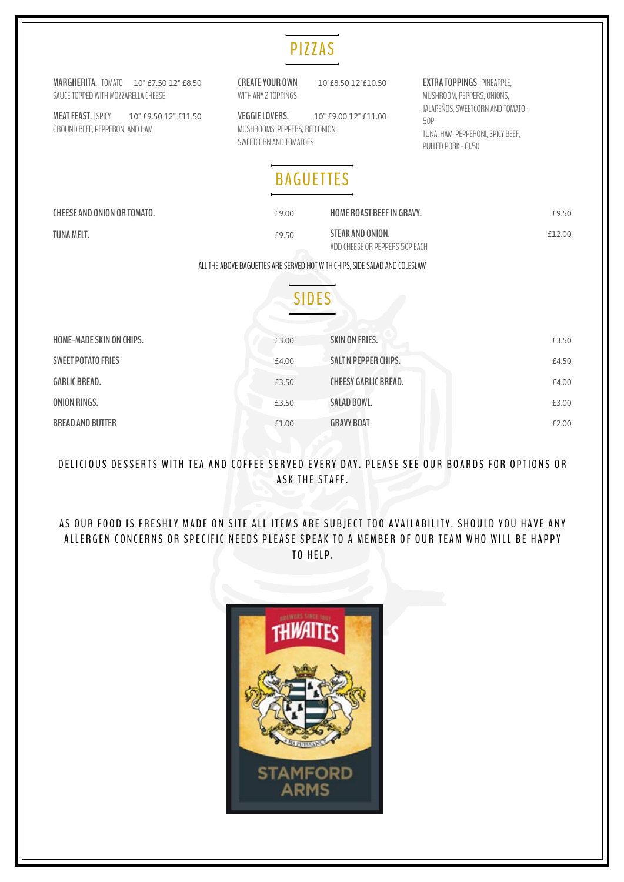# PIZZAS

**MARGHERITA.** | TOMATO SAUCE TOPPED WITH MOZZARELLA CHEESE — 10" £7.50 12" £8.50

**MEAT FEAST.** | SPICY GROUND BEEF, PEPPERONI AND HAM — 10" £9.50 12" £11.50

**CREATE YOUR OWN** WITH ANY 2 TOPPINGS — 10"£8.50 12"£10.50

**VEGGIE LOVERS.** | MUSHROOMS, PEPPERS, RED ONION, SWEETCORN AND TOMATOES — 10" £9.00 12" £11.00

**EXTRA TOPPINGS** | PINEAPPLE, MUSHROOM, PEPPERS, ONIONS, JALAPEÑOS, SWEETCORN AND TOMATO - 50P
TUNA, HAM, PEPPERONI, SPICY BEEF, PULLED PORK - £1.50

# BAGUETTES

| | | | |
|---|---|---|---|
| CHEESE AND ONION OR TOMATO. | £9.00 | HOME ROAST BEEF IN GRAVY. | £9.50 |
| TUNA MELT. | £9.50 | STEAK AND ONION.<br>ADD CHEESE OR PEPPERS 50P EACH | £12.00 |

ALL THE ABOVE BAGUETTES ARE SERVED HOT WITH CHIPS, SIDE SALAD AND COLESLAW

# SIDES

| | | | |
|---|---|---|---|
| HOME-MADE SKIN ON CHIPS. | £3.00 | SKIN ON FRIES. | £3.50 |
| SWEET POTATO FRIES | £4.00 | SALT N PEPPER CHIPS. | £4.50 |
| GARLIC BREAD. | £3.50 | CHEESY GARLIC BREAD. | £4.00 |
| ONION RINGS. | £3.50 | SALAD BOWL. | £3.00 |
| BREAD AND BUTTER | £1.00 | GRAVY BOAT | £2.00 |

DELICIOUS DESSERTS WITH TEA AND COFFEE SERVED EVERY DAY. PLEASE SEE OUR BOARDS FOR OPTIONS OR ASK THE STAFF.

AS OUR FOOD IS FRESHLY MADE ON SITE ALL ITEMS ARE SUBJECT TOO AVAILABILITY. SHOULD YOU HAVE ANY ALLERGEN CONCERNS OR SPECIFIC NEEDS PLEASE SPEAK TO A MEMBER OF OUR TEAM WHO WILL BE HAPPY TO HELP.

BREWERS SINCE 1807
THWAITES
STAMFORD ARMS